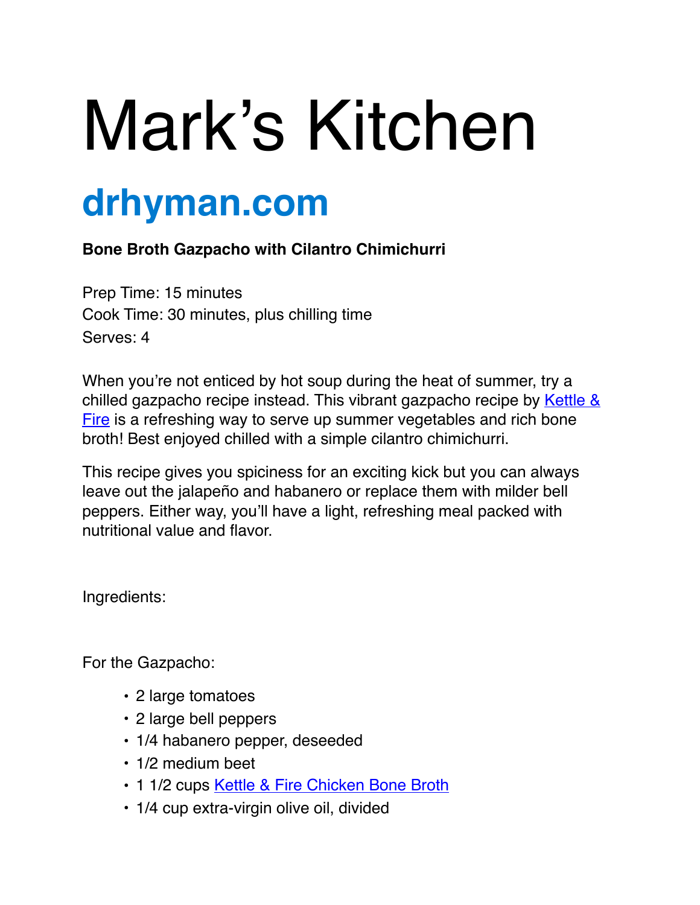# Mark's Kitchen

## drhyman.com

**Bone Broth Gazpacho with Cilantro Chimichurri**

Prep Time: 15 minutes
Cook Time: 30 minutes, plus chilling time
Serves: 4

When you're not enticed by hot soup during the heat of summer, try a chilled gazpacho recipe instead. This vibrant gazpacho recipe by Kettle & Fire is a refreshing way to serve up summer vegetables and rich bone broth! Best enjoyed chilled with a simple cilantro chimichurri.

This recipe gives you spiciness for an exciting kick but you can always leave out the jalapeño and habanero or replace them with milder bell peppers. Either way, you'll have a light, refreshing meal packed with nutritional value and flavor.

Ingredients:

For the Gazpacho:

- 2 large tomatoes
- 2 large bell peppers
- 1/4 habanero pepper, deseeded
- 1/2 medium beet
- 1 1/2 cups Kettle & Fire Chicken Bone Broth
- 1/4 cup extra-virgin olive oil, divided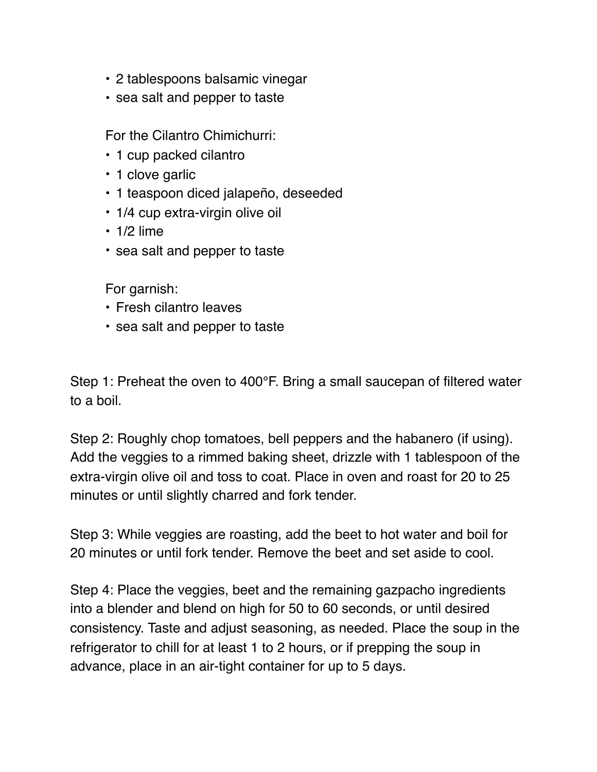- 2 tablespoons balsamic vinegar
- sea salt and pepper to taste

For the Cilantro Chimichurri:

- 1 cup packed cilantro
- 1 clove garlic
- 1 teaspoon diced jalapeño, deseeded
- 1/4 cup extra-virgin olive oil
- 1/2 lime
- sea salt and pepper to taste

For garnish:

- Fresh cilantro leaves
- sea salt and pepper to taste

Step 1: Preheat the oven to 400°F. Bring a small saucepan of filtered water to a boil.

Step 2: Roughly chop tomatoes, bell peppers and the habanero (if using). Add the veggies to a rimmed baking sheet, drizzle with 1 tablespoon of the extra-virgin olive oil and toss to coat. Place in oven and roast for 20 to 25 minutes or until slightly charred and fork tender.

Step 3: While veggies are roasting, add the beet to hot water and boil for 20 minutes or until fork tender. Remove the beet and set aside to cool.

Step 4: Place the veggies, beet and the remaining gazpacho ingredients into a blender and blend on high for 50 to 60 seconds, or until desired consistency. Taste and adjust seasoning, as needed. Place the soup in the refrigerator to chill for at least 1 to 2 hours, or if prepping the soup in advance, place in an air-tight container for up to 5 days.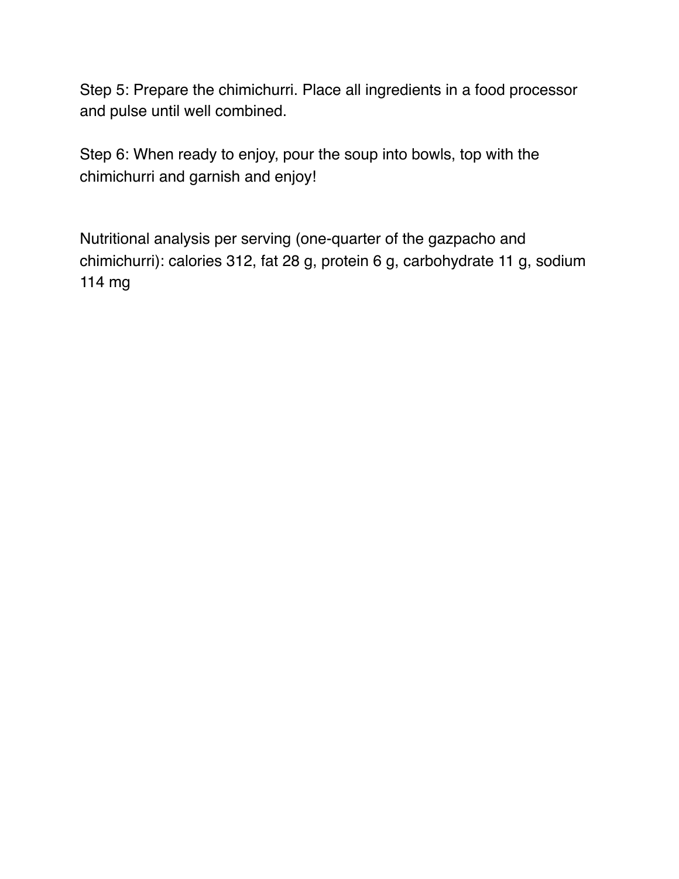Step 5: Prepare the chimichurri. Place all ingredients in a food processor and pulse until well combined.

Step 6: When ready to enjoy, pour the soup into bowls, top with the chimichurri and garnish and enjoy!

Nutritional analysis per serving (one-quarter of the gazpacho and chimichurri): calories 312, fat 28 g, protein 6 g, carbohydrate 11 g, sodium 114 mg